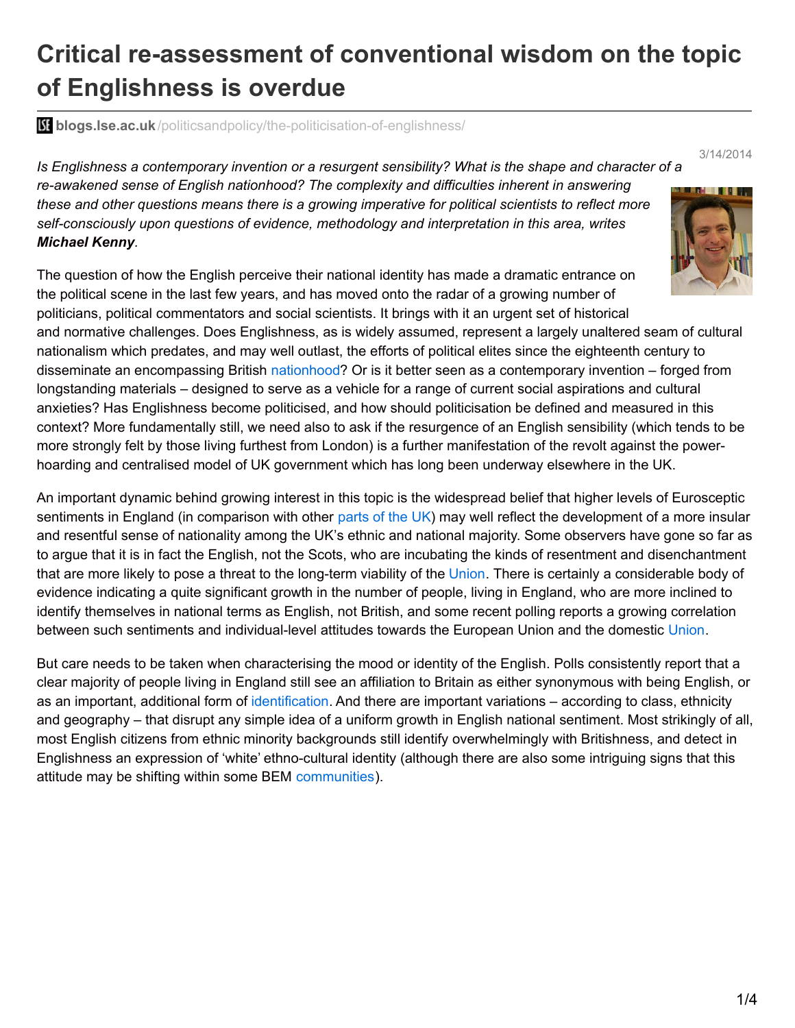# Critical re-assessment of conventional wisdom on the topic of Englishness is overdue

**blogs.lse.ac.uk**/politicsandpolicy/the-politicisation-of-englishness/

3/14/2014

*Is Englishness a contemporary invention or a resurgent sensibility? What is the shape and character of a re-awakened sense of English nationhood? The complexity and difficulties inherent in answering these and other questions means there is a growing imperative for political scientists to reflect more self-consciously upon questions of evidence, methodology and interpretation in this area, writes **Michael Kenny**.*

The question of how the English perceive their national identity has made a dramatic entrance on the political scene in the last few years, and has moved onto the radar of a growing number of politicians, political commentators and social scientists. It brings with it an urgent set of historical and normative challenges. Does Englishness, as is widely assumed, represent a largely unaltered seam of cultural nationalism which predates, and may well outlast, the efforts of political elites since the eighteenth century to disseminate an encompassing British nationhood? Or is it better seen as a contemporary invention – forged from longstanding materials – designed to serve as a vehicle for a range of current social aspirations and cultural anxieties? Has Englishness become politicised, and how should politicisation be defined and measured in this context? More fundamentally still, we need also to ask if the resurgence of an English sensibility (which tends to be more strongly felt by those living furthest from London) is a further manifestation of the revolt against the power-hoarding and centralised model of UK government which has long been underway elsewhere in the UK.

An important dynamic behind growing interest in this topic is the widespread belief that higher levels of Eurosceptic sentiments in England (in comparison with other parts of the UK) may well reflect the development of a more insular and resentful sense of nationality among the UK's ethnic and national majority. Some observers have gone so far as to argue that it is in fact the English, not the Scots, who are incubating the kinds of resentment and disenchantment that are more likely to pose a threat to the long-term viability of the Union. There is certainly a considerable body of evidence indicating a quite significant growth in the number of people, living in England, who are more inclined to identify themselves in national terms as English, not British, and some recent polling reports a growing correlation between such sentiments and individual-level attitudes towards the European Union and the domestic Union.

But care needs to be taken when characterising the mood or identity of the English. Polls consistently report that a clear majority of people living in England still see an affiliation to Britain as either synonymous with being English, or as an important, additional form of identification. And there are important variations – according to class, ethnicity and geography – that disrupt any simple idea of a uniform growth in English national sentiment. Most strikingly of all, most English citizens from ethnic minority backgrounds still identify overwhelmingly with Britishness, and detect in Englishness an expression of 'white' ethno-cultural identity (although there are also some intriguing signs that this attitude may be shifting within some BEM communities).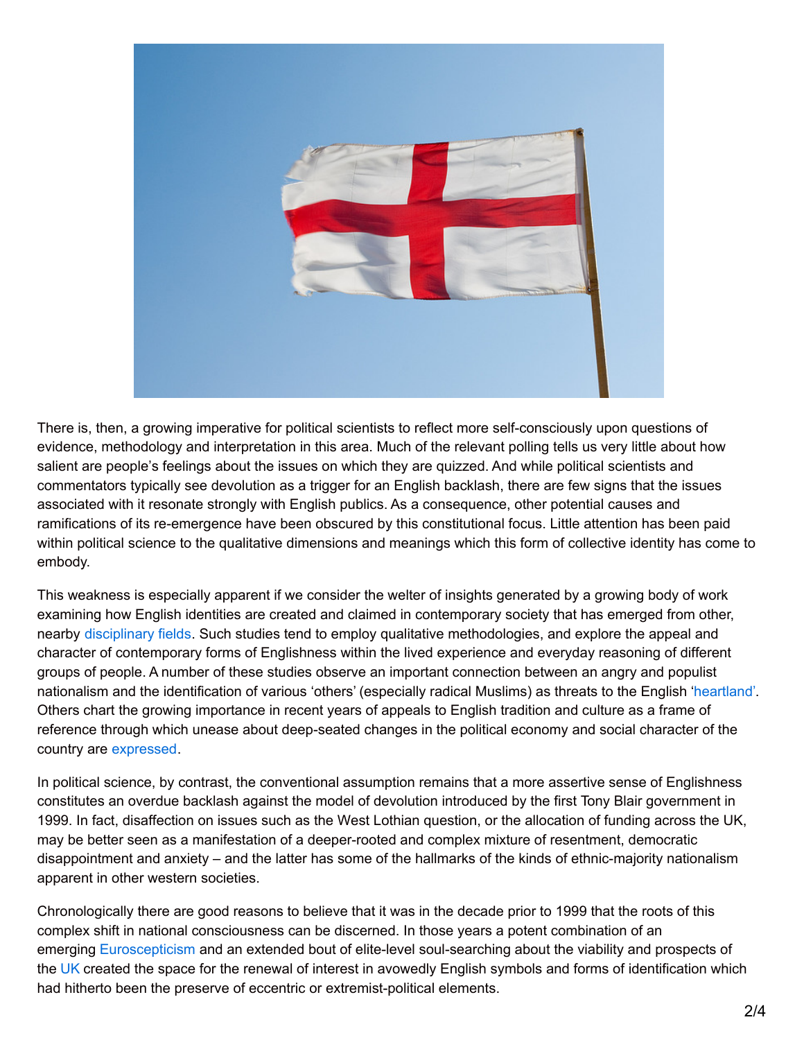There is, then, a growing imperative for political scientists to reflect more self-consciously upon questions of evidence, methodology and interpretation in this area. Much of the relevant polling tells us very little about how salient are people's feelings about the issues on which they are quizzed. And while political scientists and commentators typically see devolution as a trigger for an English backlash, there are few signs that the issues associated with it resonate strongly with English publics. As a consequence, other potential causes and ramifications of its re-emergence have been obscured by this constitutional focus. Little attention has been paid within political science to the qualitative dimensions and meanings which this form of collective identity has come to embody.

This weakness is especially apparent if we consider the welter of insights generated by a growing body of work examining how English identities are created and claimed in contemporary society that has emerged from other, nearby disciplinary fields. Such studies tend to employ qualitative methodologies, and explore the appeal and character of contemporary forms of Englishness within the lived experience and everyday reasoning of different groups of people. A number of these studies observe an important connection between an angry and populist nationalism and the identification of various 'others' (especially radical Muslims) as threats to the English 'heartland'. Others chart the growing importance in recent years of appeals to English tradition and culture as a frame of reference through which unease about deep-seated changes in the political economy and social character of the country are expressed.

In political science, by contrast, the conventional assumption remains that a more assertive sense of Englishness constitutes an overdue backlash against the model of devolution introduced by the first Tony Blair government in 1999. In fact, disaffection on issues such as the West Lothian question, or the allocation of funding across the UK, may be better seen as a manifestation of a deeper-rooted and complex mixture of resentment, democratic disappointment and anxiety – and the latter has some of the hallmarks of the kinds of ethnic-majority nationalism apparent in other western societies.

Chronologically there are good reasons to believe that it was in the decade prior to 1999 that the roots of this complex shift in national consciousness can be discerned. In those years a potent combination of an emerging Euroscepticism and an extended bout of elite-level soul-searching about the viability and prospects of the UK created the space for the renewal of interest in avowedly English symbols and forms of identification which had hitherto been the preserve of eccentric or extremist-political elements.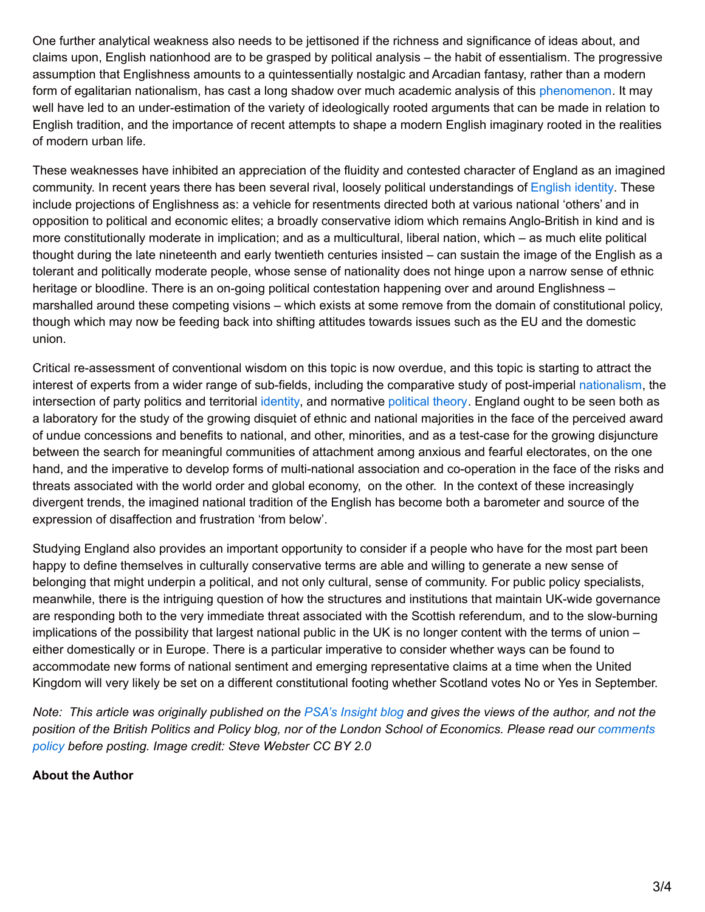One further analytical weakness also needs to be jettisoned if the richness and significance of ideas about, and claims upon, English nationhood are to be grasped by political analysis – the habit of essentialism. The progressive assumption that Englishness amounts to a quintessentially nostalgic and Arcadian fantasy, rather than a modern form of egalitarian nationalism, has cast a long shadow over much academic analysis of this phenomenon. It may well have led to an under-estimation of the variety of ideologically rooted arguments that can be made in relation to English tradition, and the importance of recent attempts to shape a modern English imaginary rooted in the realities of modern urban life.

These weaknesses have inhibited an appreciation of the fluidity and contested character of England as an imagined community. In recent years there has been several rival, loosely political understandings of English identity. These include projections of Englishness as: a vehicle for resentments directed both at various national 'others' and in opposition to political and economic elites; a broadly conservative idiom which remains Anglo-British in kind and is more constitutionally moderate in implication; and as a multicultural, liberal nation, which – as much elite political thought during the late nineteenth and early twentieth centuries insisted – can sustain the image of the English as a tolerant and politically moderate people, whose sense of nationality does not hinge upon a narrow sense of ethnic heritage or bloodline. There is an on-going political contestation happening over and around Englishness – marshalled around these competing visions – which exists at some remove from the domain of constitutional policy, though which may now be feeding back into shifting attitudes towards issues such as the EU and the domestic union.

Critical re-assessment of conventional wisdom on this topic is now overdue, and this topic is starting to attract the interest of experts from a wider range of sub-fields, including the comparative study of post-imperial nationalism, the intersection of party politics and territorial identity, and normative political theory. England ought to be seen both as a laboratory for the study of the growing disquiet of ethnic and national majorities in the face of the perceived award of undue concessions and benefits to national, and other, minorities, and as a test-case for the growing disjuncture between the search for meaningful communities of attachment among anxious and fearful electorates, on the one hand, and the imperative to develop forms of multi-national association and co-operation in the face of the risks and threats associated with the world order and global economy, on the other. In the context of these increasingly divergent trends, the imagined national tradition of the English has become both a barometer and source of the expression of disaffection and frustration 'from below'.

Studying England also provides an important opportunity to consider if a people who have for the most part been happy to define themselves in culturally conservative terms are able and willing to generate a new sense of belonging that might underpin a political, and not only cultural, sense of community. For public policy specialists, meanwhile, there is the intriguing question of how the structures and institutions that maintain UK-wide governance are responding both to the very immediate threat associated with the Scottish referendum, and to the slow-burning implications of the possibility that largest national public in the UK is no longer content with the terms of union – either domestically or in Europe. There is a particular imperative to consider whether ways can be found to accommodate new forms of national sentiment and emerging representative claims at a time when the United Kingdom will very likely be set on a different constitutional footing whether Scotland votes No or Yes in September.

*Note: This article was originally published on the PSA's Insight blog and gives the views of the author, and not the position of the British Politics and Policy blog, nor of the London School of Economics. Please read our comments policy before posting. Image credit: Steve Webster CC BY 2.0*

**About the Author**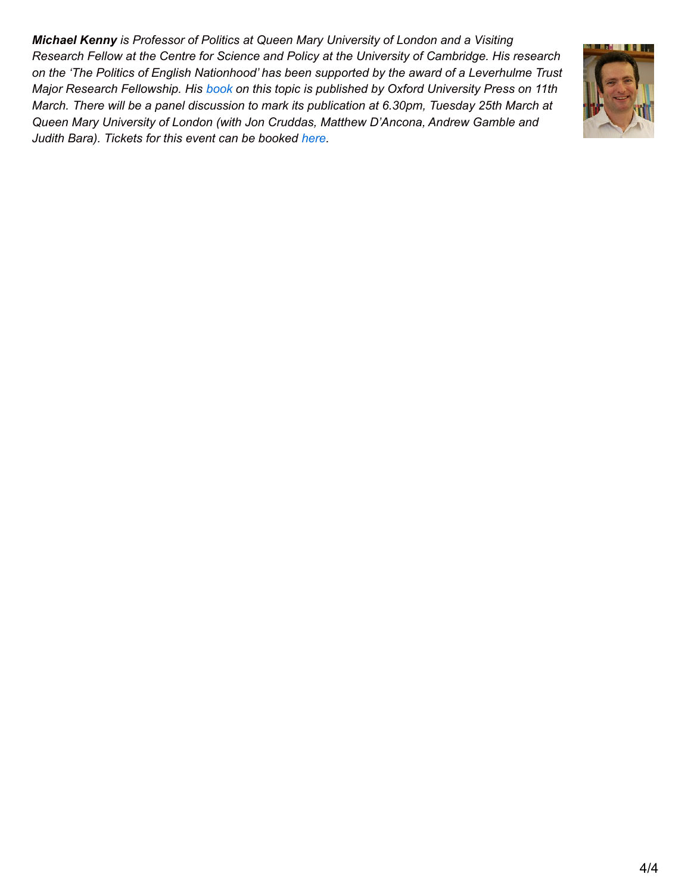***Michael Kenny** is Professor of Politics at Queen Mary University of London and a Visiting Research Fellow at the Centre for Science and Policy at the University of Cambridge. His research on the 'The Politics of English Nationhood' has been supported by the award of a Leverhulme Trust Major Research Fellowship. His book on this topic is published by Oxford University Press on 11th March. There will be a panel discussion to mark its publication at 6.30pm, Tuesday 25th March at Queen Mary University of London (with Jon Cruddas, Matthew D'Ancona, Andrew Gamble and Judith Bara). Tickets for this event can be booked here.*